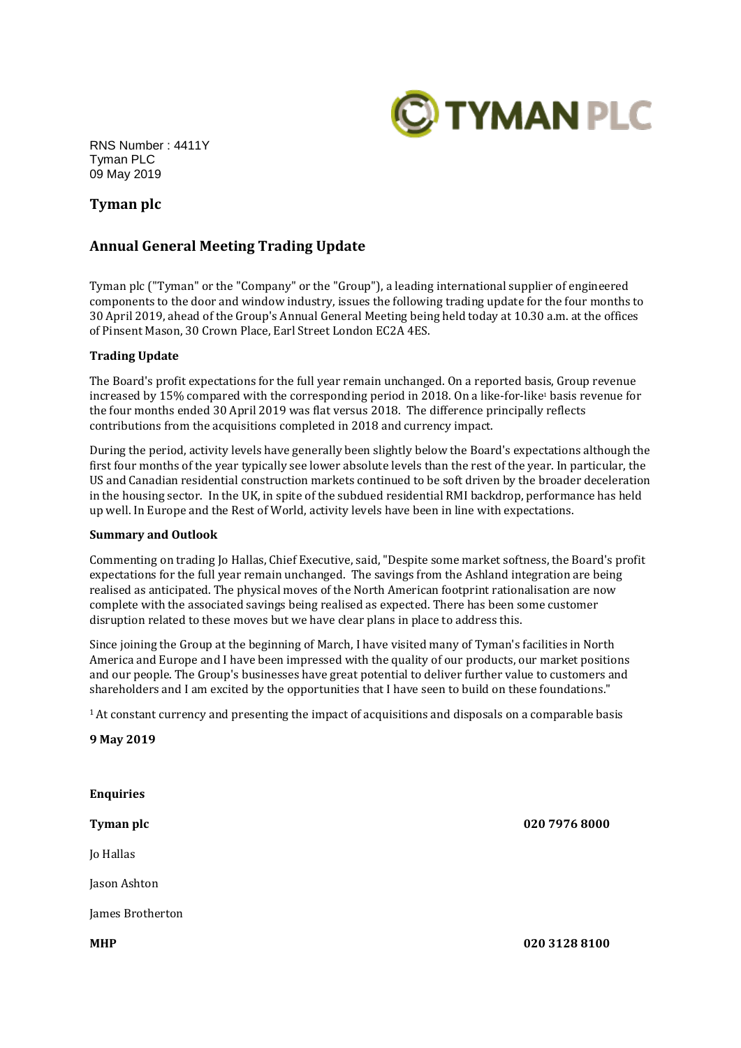RNS Number : 4411Y
Tyman PLC
09 May 2019

## Tyman plc

## Annual General Meeting Trading Update

Tyman plc ("Tyman" or the "Company" or the "Group"), a leading international supplier of engineered components to the door and window industry, issues the following trading update for the four months to 30 April 2019, ahead of the Group's Annual General Meeting being held today at 10.30 a.m. at the offices of Pinsent Mason, 30 Crown Place, Earl Street London EC2A 4ES.

**Trading Update**

The Board's profit expectations for the full year remain unchanged. On a reported basis, Group revenue increased by 15% compared with the corresponding period in 2018. On a like-for-like[1] basis revenue for the four months ended 30 April 2019 was flat versus 2018. The difference principally reflects contributions from the acquisitions completed in 2018 and currency impact.

During the period, activity levels have generally been slightly below the Board's expectations although the first four months of the year typically see lower absolute levels than the rest of the year. In particular, the US and Canadian residential construction markets continued to be soft driven by the broader deceleration in the housing sector. In the UK, in spite of the subdued residential RMI backdrop, performance has held up well. In Europe and the Rest of World, activity levels have been in line with expectations.

**Summary and Outlook**

Commenting on trading Jo Hallas, Chief Executive, said, "Despite some market softness, the Board's profit expectations for the full year remain unchanged. The savings from the Ashland integration are being realised as anticipated. The physical moves of the North American footprint rationalisation are now complete with the associated savings being realised as expected. There has been some customer disruption related to these moves but we have clear plans in place to address this.

Since joining the Group at the beginning of March, I have visited many of Tyman's facilities in North America and Europe and I have been impressed with the quality of our products, our market positions and our people. The Group's businesses have great potential to deliver further value to customers and shareholders and I am excited by the opportunities that I have seen to build on these foundations."

[1] At constant currency and presenting the impact of acquisitions and disposals on a comparable basis

**9 May 2019**

**Enquiries**

| | |
|---|---|
| **Tyman plc** | **020 7976 8000** |
| Jo Hallas | |
| Jason Ashton | |
| James Brotherton | |
| **MHP** | **020 3128 8100** |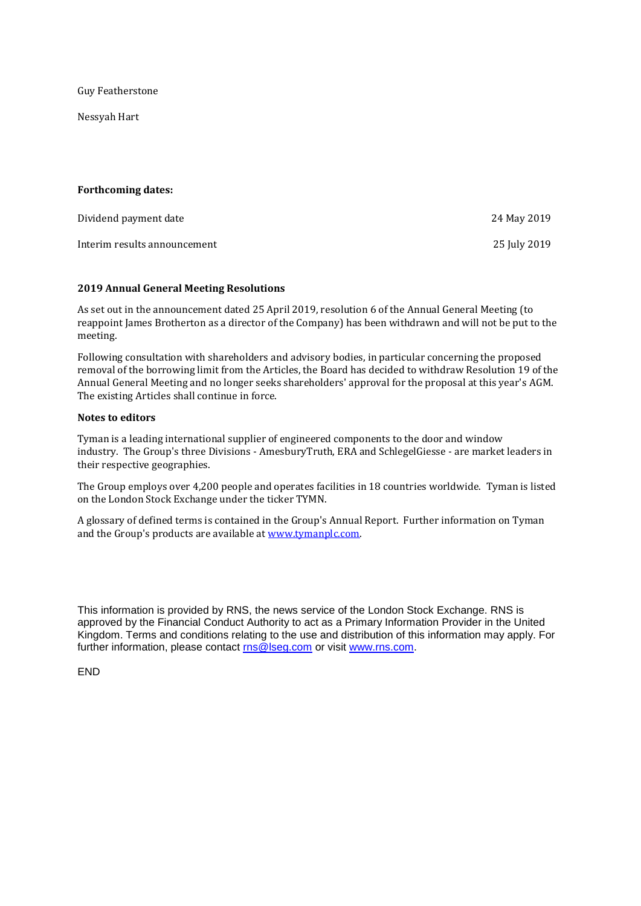Guy Featherstone

Nessyah Hart

**Forthcoming dates:**

| | |
|---|---|
| Dividend payment date | 24 May 2019 |
| Interim results announcement | 25 July 2019 |

**2019 Annual General Meeting Resolutions**

As set out in the announcement dated 25 April 2019, resolution 6 of the Annual General Meeting (to reappoint James Brotherton as a director of the Company) has been withdrawn and will not be put to the meeting.

Following consultation with shareholders and advisory bodies, in particular concerning the proposed removal of the borrowing limit from the Articles, the Board has decided to withdraw Resolution 19 of the Annual General Meeting and no longer seeks shareholders' approval for the proposal at this year's AGM. The existing Articles shall continue in force.

**Notes to editors**

Tyman is a leading international supplier of engineered components to the door and window industry. The Group's three Divisions - AmesburyTruth, ERA and SchlegelGiesse - are market leaders in their respective geographies.

The Group employs over 4,200 people and operates facilities in 18 countries worldwide. Tyman is listed on the London Stock Exchange under the ticker TYMN.

A glossary of defined terms is contained in the Group's Annual Report. Further information on Tyman and the Group's products are available at www.tymanplc.com.

This information is provided by RNS, the news service of the London Stock Exchange. RNS is approved by the Financial Conduct Authority to act as a Primary Information Provider in the United Kingdom. Terms and conditions relating to the use and distribution of this information may apply. For further information, please contact rns@lseg.com or visit www.rns.com.

END